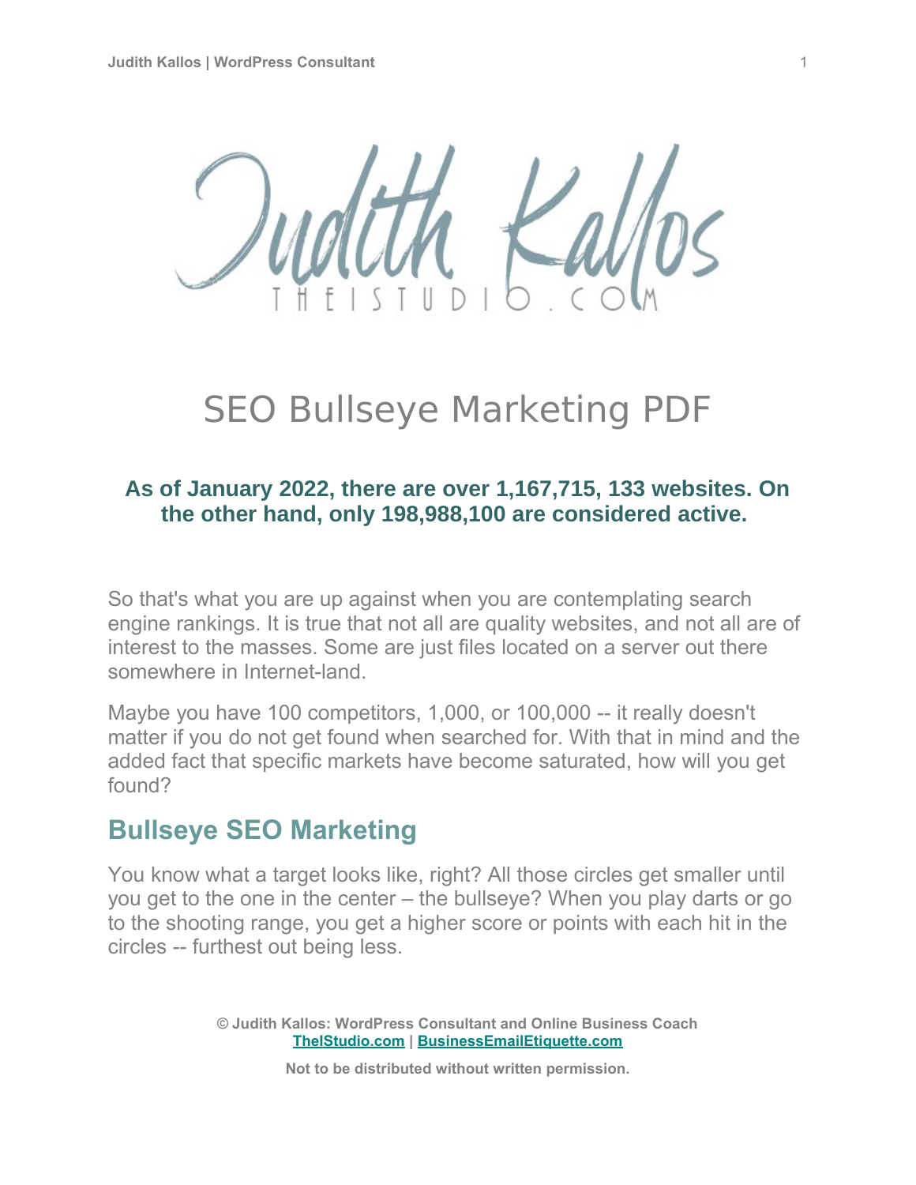# SEO Bullseye Marketing PDF

**As of January 2022, there are over 1,167,715, 133 websites. On the other hand, only 198,988,100 are considered active.**

So that's what you are up against when you are contemplating search engine rankings. It is true that not all are quality websites, and not all are of interest to the masses. Some are just files located on a server out there somewhere in Internet-land.

Maybe you have 100 competitors, 1,000, or 100,000 -- it really doesn't matter if you do not get found when searched for. With that in mind and the added fact that specific markets have become saturated, how will you get found?

## Bullseye SEO Marketing

You know what a target looks like, right? All those circles get smaller until you get to the one in the center – the bullseye? When you play darts or go to the shooting range, you get a higher score or points with each hit in the circles -- furthest out being less.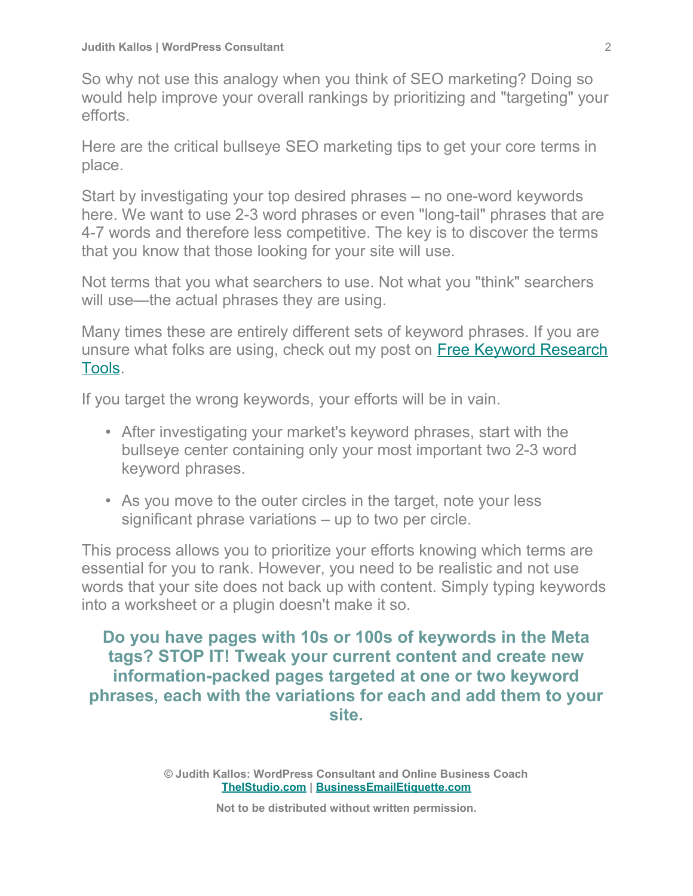So why not use this analogy when you think of SEO marketing? Doing so would help improve your overall rankings by prioritizing and "targeting" your efforts.

Here are the critical bullseye SEO marketing tips to get your core terms in place.

Start by investigating your top desired phrases – no one-word keywords here. We want to use 2-3 word phrases or even "long-tail" phrases that are 4-7 words and therefore less competitive. The key is to discover the terms that you know that those looking for your site will use.

Not terms that you what searchers to use. Not what you "think" searchers will use—the actual phrases they are using.

Many times these are entirely different sets of keyword phrases. If you are unsure what folks are using, check out my post on [Free Keyword Research Tools](Free Keyword Research Tools).

If you target the wrong keywords, your efforts will be in vain.

- After investigating your market's keyword phrases, start with the bullseye center containing only your most important two 2-3 word keyword phrases.
- As you move to the outer circles in the target, note your less significant phrase variations – up to two per circle.

This process allows you to prioritize your efforts knowing which terms are essential for you to rank. However, you need to be realistic and not use words that your site does not back up with content. Simply typing keywords into a worksheet or a plugin doesn't make it so.

**Do you have pages with 10s or 100s of keywords in the Meta tags? STOP IT! Tweak your current content and create new information-packed pages targeted at one or two keyword phrases, each with the variations for each and add them to your site.**

**© Judith Kallos: WordPress Consultant and Online Business Coach**
**TheIStudio.com | BusinessEmailEtiquette.com**

**Not to be distributed without written permission.**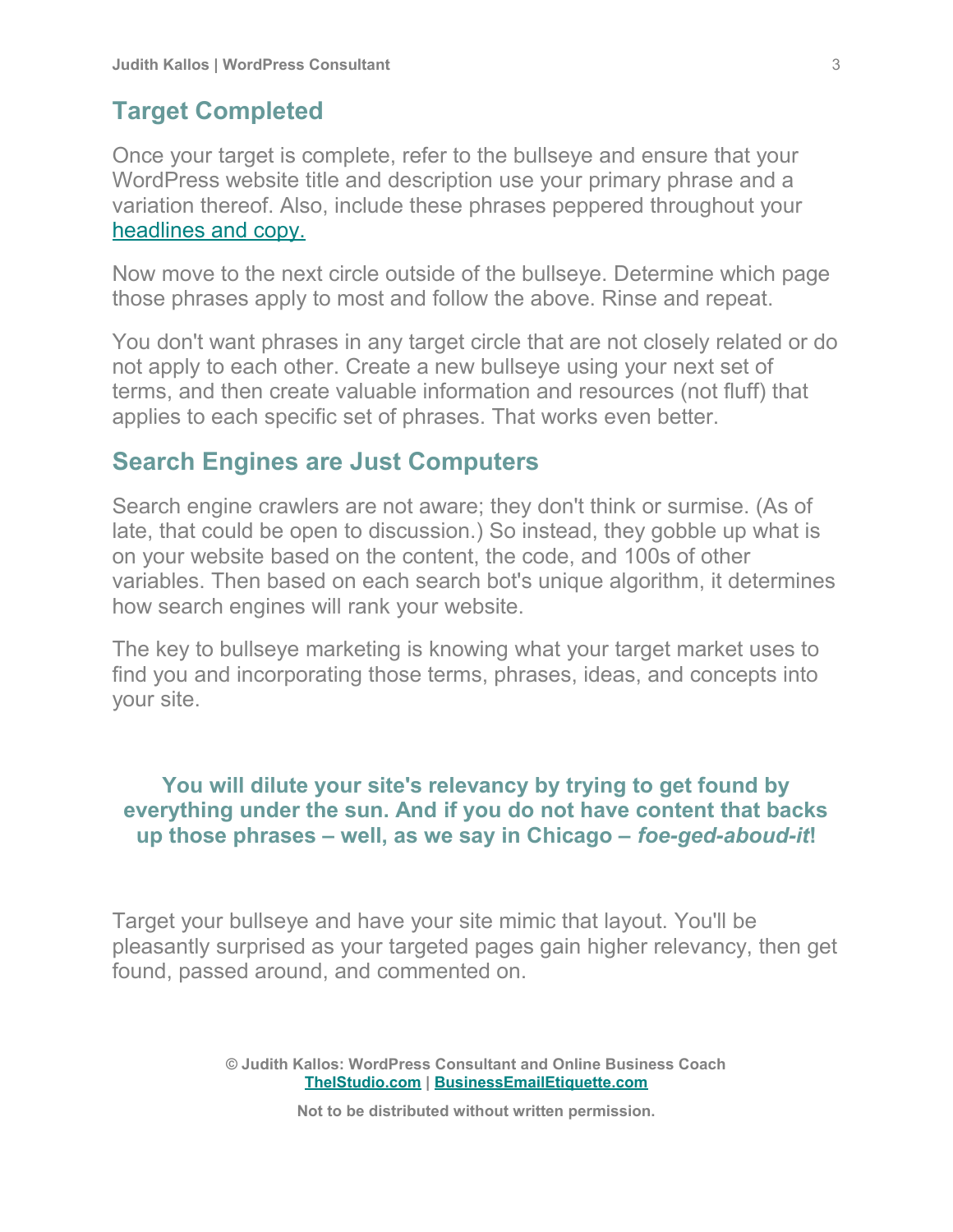## Target Completed

Once your target is complete, refer to the bullseye and ensure that your WordPress website title and description use your primary phrase and a variation thereof. Also, include these phrases peppered throughout your headlines and copy.

Now move to the next circle outside of the bullseye. Determine which page those phrases apply to most and follow the above. Rinse and repeat.

You don't want phrases in any target circle that are not closely related or do not apply to each other. Create a new bullseye using your next set of terms, and then create valuable information and resources (not fluff) that applies to each specific set of phrases. That works even better.

## Search Engines are Just Computers

Search engine crawlers are not aware; they don't think or surmise. (As of late, that could be open to discussion.) So instead, they gobble up what is on your website based on the content, the code, and 100s of other variables. Then based on each search bot's unique algorithm, it determines how search engines will rank your website.

The key to bullseye marketing is knowing what your target market uses to find you and incorporating those terms, phrases, ideas, and concepts into your site.

**You will dilute your site's relevancy by trying to get found by everything under the sun. And if you do not have content that backs up those phrases – well, as we say in Chicago – *foe-ged-aboud-it*!**

Target your bullseye and have your site mimic that layout. You'll be pleasantly surprised as your targeted pages gain higher relevancy, then get found, passed around, and commented on.

**© Judith Kallos: WordPress Consultant and Online Business Coach**
**TheIStudio.com | BusinessEmailEtiquette.com**

**Not to be distributed without written permission.**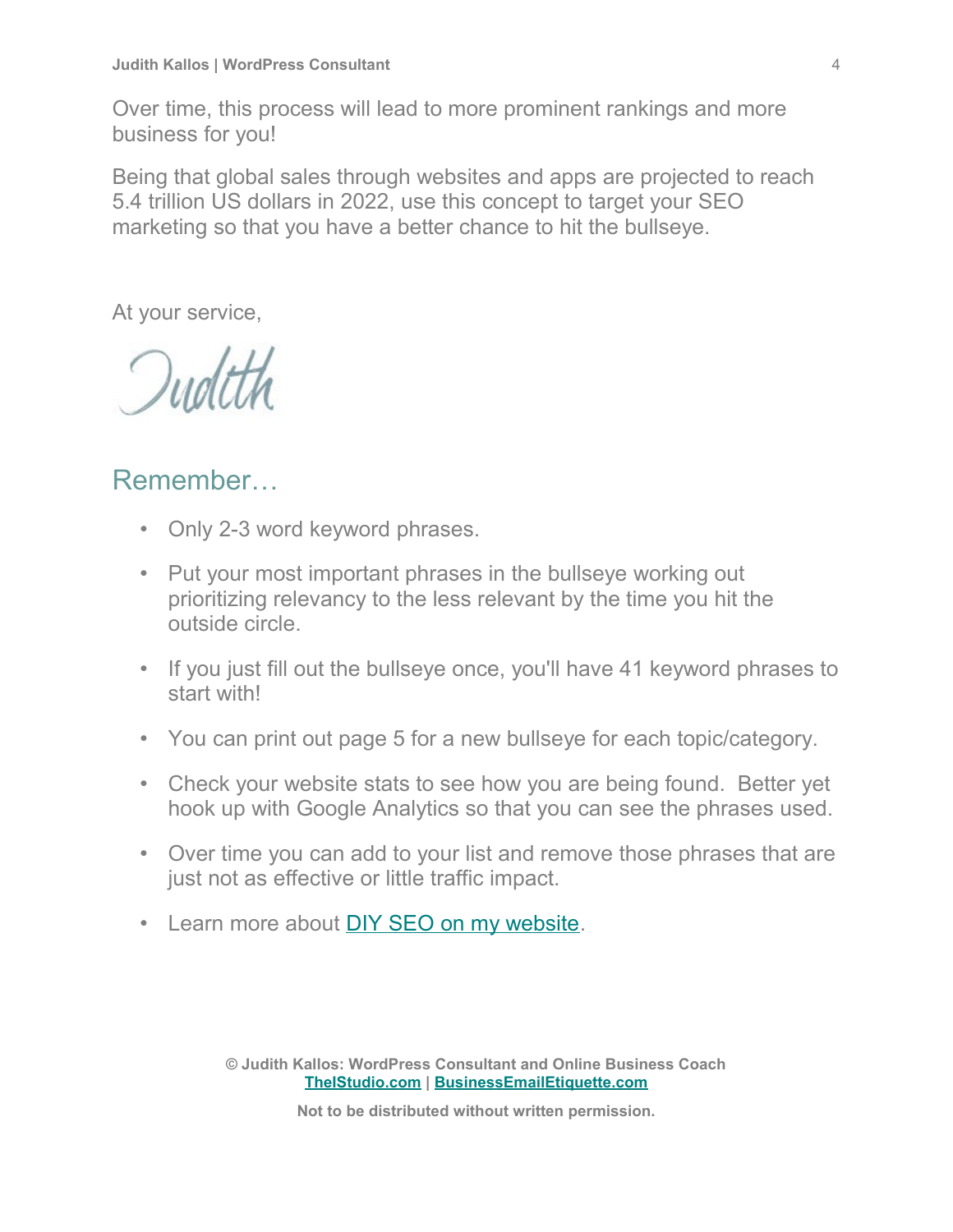Over time, this process will lead to more prominent rankings and more business for you!

Being that global sales through websites and apps are projected to reach 5.4 trillion US dollars in 2022, use this concept to target your SEO marketing so that you have a better chance to hit the bullseye.

At your service,

Judith

## Remember…

- Only 2-3 word keyword phrases.
- Put your most important phrases in the bullseye working out prioritizing relevancy to the less relevant by the time you hit the outside circle.
- If you just fill out the bullseye once, you'll have 41 keyword phrases to start with!
- You can print out page 5 for a new bullseye for each topic/category.
- Check your website stats to see how you are being found. Better yet hook up with Google Analytics so that you can see the phrases used.
- Over time you can add to your list and remove those phrases that are just not as effective or little traffic impact.
- Learn more about DIY SEO on my website.

**© Judith Kallos: WordPress Consultant and Online Business Coach**
**TheIStudio.com | BusinessEmailEtiquette.com**

**Not to be distributed without written permission.**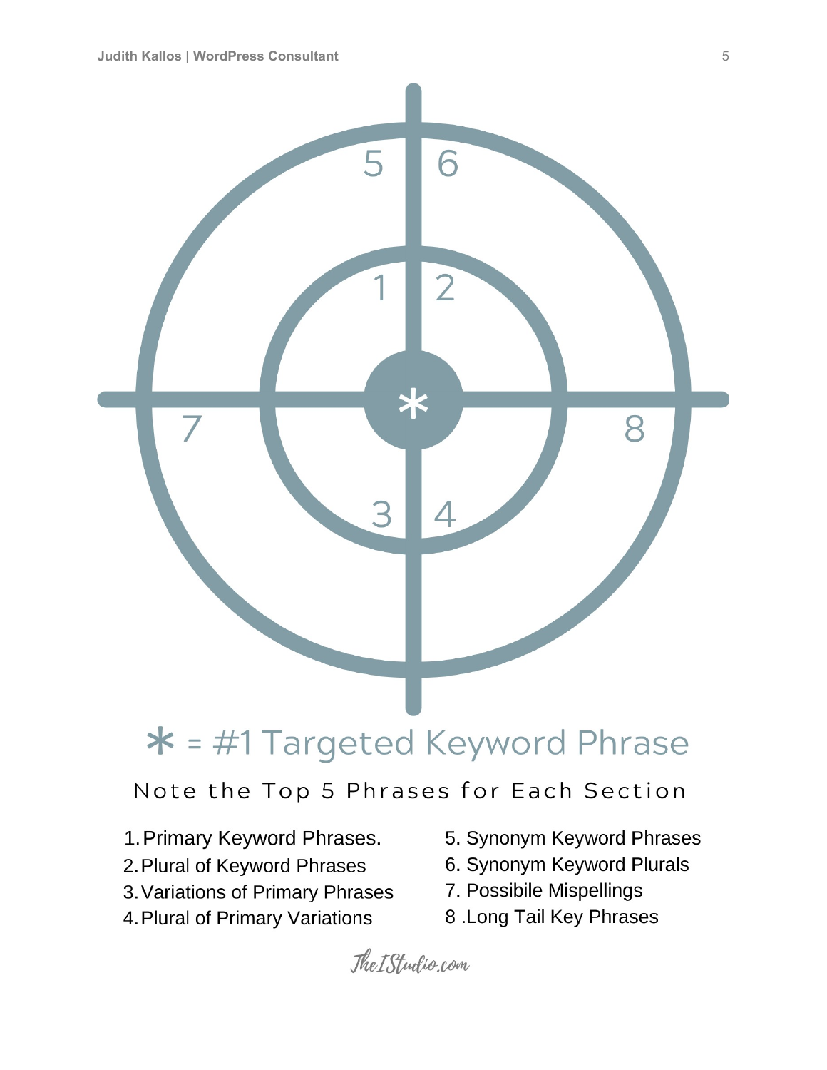5 6

1 2

*

7 8

3 4

* = #1 Targeted Keyword Phrase

Note the Top 5 Phrases for Each Section

1. Primary Keyword Phrases.
2. Plural of Keyword Phrases
3. Variations of Primary Phrases
4. Plural of Primary Variations
5. Synonym Keyword Phrases
6. Synonym Keyword Plurals
7. Possibile Mispellings
8. Long Tail Key Phrases

TheIStudio.com